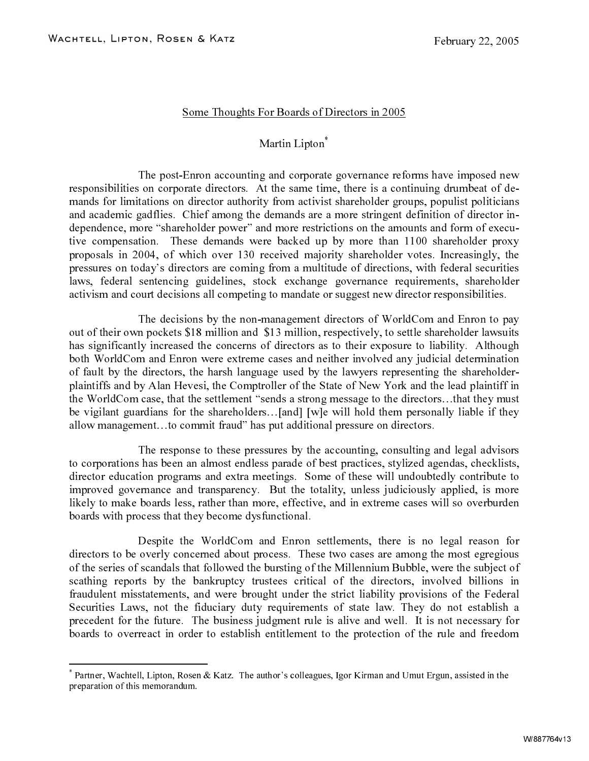Wachtell, Lipton, Rosen & Katz

February 22, 2005

Some Thoughts For Boards of Directors in 2005

Martin Lipton*

The post-Enron accounting and corporate governance reforms have imposed new responsibilities on corporate directors. At the same time, there is a continuing drumbeat of demands for limitations on director authority from activist shareholder groups, populist politicians and academic gadflies. Chief among the demands are a more stringent definition of director independence, more "shareholder power" and more restrictions on the amounts and form of executive compensation. These demands were backed up by more than 1100 shareholder proxy proposals in 2004, of which over 130 received majority shareholder votes. Increasingly, the pressures on today's directors are coming from a multitude of directions, with federal securities laws, federal sentencing guidelines, stock exchange governance requirements, shareholder activism and court decisions all competing to mandate or suggest new director responsibilities.

The decisions by the non-management directors of WorldCom and Enron to pay out of their own pockets \$18 million and \$13 million, respectively, to settle shareholder lawsuits has significantly increased the concerns of directors as to their exposure to liability. Although both WorldCom and Enron were extreme cases and neither involved any judicial determination of fault by the directors, the harsh language used by the lawyers representing the shareholder-plaintiffs and by Alan Hevesi, the Comptroller of the State of New York and the lead plaintiff in the WorldCom case, that the settlement "sends a strong message to the directors…that they must be vigilant guardians for the shareholders…[and] [w]e will hold them personally liable if they allow management…to commit fraud" has put additional pressure on directors.

The response to these pressures by the accounting, consulting and legal advisors to corporations has been an almost endless parade of best practices, stylized agendas, checklists, director education programs and extra meetings. Some of these will undoubtedly contribute to improved governance and transparency. But the totality, unless judiciously applied, is more likely to make boards less, rather than more, effective, and in extreme cases will so overburden boards with process that they become dysfunctional.

Despite the WorldCom and Enron settlements, there is no legal reason for directors to be overly concerned about process. These two cases are among the most egregious of the series of scandals that followed the bursting of the Millennium Bubble, were the subject of scathing reports by the bankruptcy trustees critical of the directors, involved billions in fraudulent misstatements, and were brought under the strict liability provisions of the Federal Securities Laws, not the fiduciary duty requirements of state law. They do not establish a precedent for the future. The business judgment rule is alive and well. It is not necessary for boards to overreact in order to establish entitlement to the protection of the rule and freedom

* Partner, Wachtell, Lipton, Rosen & Katz. The author's colleagues, Igor Kirman and Umut Ergun, assisted in the preparation of this memorandum.

W/887764v13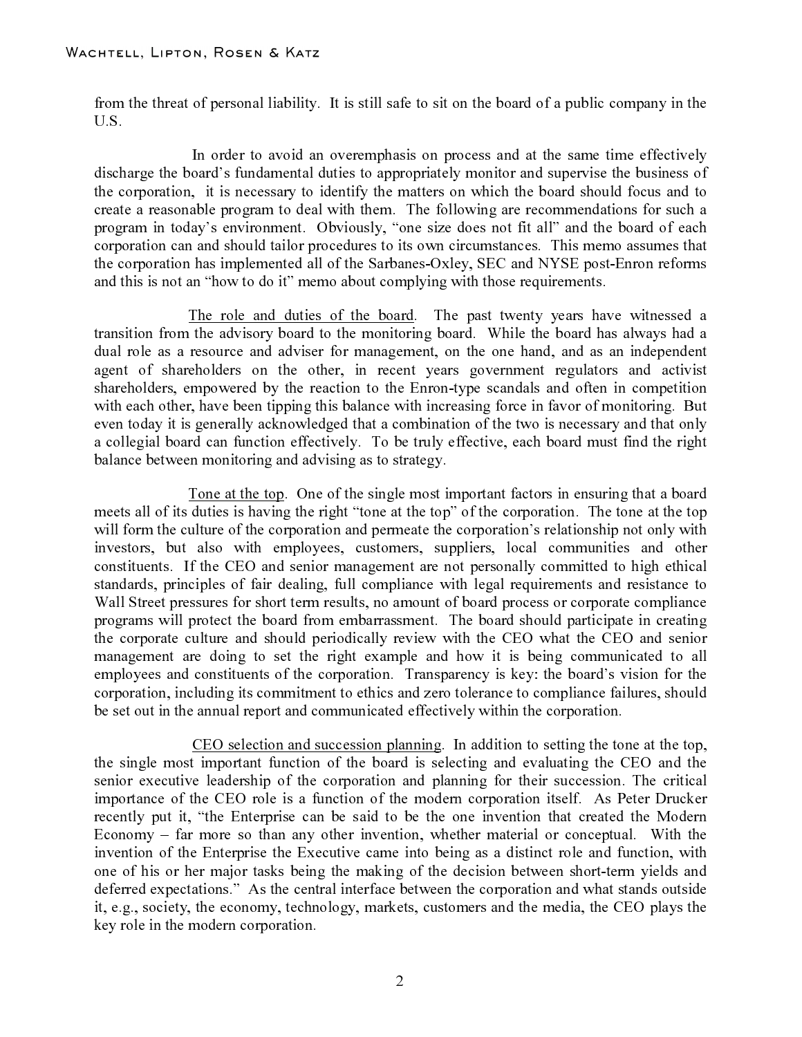from the threat of personal liability. It is still safe to sit on the board of a public company in the U.S.

In order to avoid an overemphasis on process and at the same time effectively discharge the board's fundamental duties to appropriately monitor and supervise the business of the corporation, it is necessary to identify the matters on which the board should focus and to create a reasonable program to deal with them. The following are recommendations for such a program in today's environment. Obviously, "one size does not fit all" and the board of each corporation can and should tailor procedures to its own circumstances. This memo assumes that the corporation has implemented all of the Sarbanes-Oxley, SEC and NYSE post-Enron reforms and this is not an "how to do it" memo about complying with those requirements.

<u>The role and duties of the board</u>. The past twenty years have witnessed a transition from the advisory board to the monitoring board. While the board has always had a dual role as a resource and adviser for management, on the one hand, and as an independent agent of shareholders on the other, in recent years government regulators and activist shareholders, empowered by the reaction to the Enron-type scandals and often in competition with each other, have been tipping this balance with increasing force in favor of monitoring. But even today it is generally acknowledged that a combination of the two is necessary and that only a collegial board can function effectively. To be truly effective, each board must find the right balance between monitoring and advising as to strategy.

<u>Tone at the top</u>. One of the single most important factors in ensuring that a board meets all of its duties is having the right "tone at the top" of the corporation. The tone at the top will form the culture of the corporation and permeate the corporation's relationship not only with investors, but also with employees, customers, suppliers, local communities and other constituents. If the CEO and senior management are not personally committed to high ethical standards, principles of fair dealing, full compliance with legal requirements and resistance to Wall Street pressures for short term results, no amount of board process or corporate compliance programs will protect the board from embarrassment. The board should participate in creating the corporate culture and should periodically review with the CEO what the CEO and senior management are doing to set the right example and how it is being communicated to all employees and constituents of the corporation. Transparency is key: the board's vision for the corporation, including its commitment to ethics and zero tolerance to compliance failures, should be set out in the annual report and communicated effectively within the corporation.

<u>CEO selection and succession planning</u>. In addition to setting the tone at the top, the single most important function of the board is selecting and evaluating the CEO and the senior executive leadership of the corporation and planning for their succession. The critical importance of the CEO role is a function of the modern corporation itself. As Peter Drucker recently put it, "the Enterprise can be said to be the one invention that created the Modern Economy – far more so than any other invention, whether material or conceptual. With the invention of the Enterprise the Executive came into being as a distinct role and function, with one of his or her major tasks being the making of the decision between short-term yields and deferred expectations." As the central interface between the corporation and what stands outside it, e.g., society, the economy, technology, markets, customers and the media, the CEO plays the key role in the modern corporation.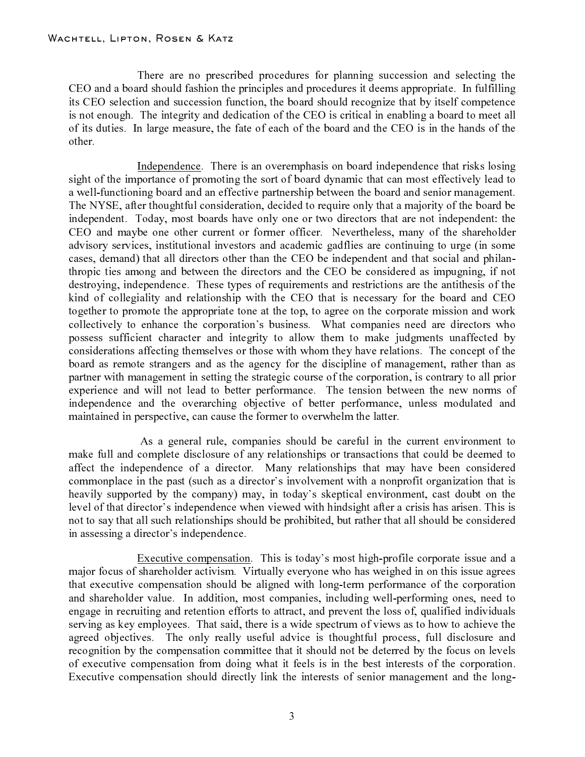There are no prescribed procedures for planning succession and selecting the CEO and a board should fashion the principles and procedures it deems appropriate. In fulfilling its CEO selection and succession function, the board should recognize that by itself competence is not enough. The integrity and dedication of the CEO is critical in enabling a board to meet all of its duties. In large measure, the fate of each of the board and the CEO is in the hands of the other.

Independence. There is an overemphasis on board independence that risks losing sight of the importance of promoting the sort of board dynamic that can most effectively lead to a well-functioning board and an effective partnership between the board and senior management. The NYSE, after thoughtful consideration, decided to require only that a majority of the board be independent. Today, most boards have only one or two directors that are not independent: the CEO and maybe one other current or former officer. Nevertheless, many of the shareholder advisory services, institutional investors and academic gadflies are continuing to urge (in some cases, demand) that all directors other than the CEO be independent and that social and philanthropic ties among and between the directors and the CEO be considered as impugning, if not destroying, independence. These types of requirements and restrictions are the antithesis of the kind of collegiality and relationship with the CEO that is necessary for the board and CEO together to promote the appropriate tone at the top, to agree on the corporate mission and work collectively to enhance the corporation's business. What companies need are directors who possess sufficient character and integrity to allow them to make judgments unaffected by considerations affecting themselves or those with whom they have relations. The concept of the board as remote strangers and as the agency for the discipline of management, rather than as partner with management in setting the strategic course of the corporation, is contrary to all prior experience and will not lead to better performance. The tension between the new norms of independence and the overarching objective of better performance, unless modulated and maintained in perspective, can cause the former to overwhelm the latter.

As a general rule, companies should be careful in the current environment to make full and complete disclosure of any relationships or transactions that could be deemed to affect the independence of a director. Many relationships that may have been considered commonplace in the past (such as a director's involvement with a nonprofit organization that is heavily supported by the company) may, in today's skeptical environment, cast doubt on the level of that director's independence when viewed with hindsight after a crisis has arisen. This is not to say that all such relationships should be prohibited, but rather that all should be considered in assessing a director's independence.

Executive compensation. This is today's most high-profile corporate issue and a major focus of shareholder activism. Virtually everyone who has weighed in on this issue agrees that executive compensation should be aligned with long-term performance of the corporation and shareholder value. In addition, most companies, including well-performing ones, need to engage in recruiting and retention efforts to attract, and prevent the loss of, qualified individuals serving as key employees. That said, there is a wide spectrum of views as to how to achieve the agreed objectives. The only really useful advice is thoughtful process, full disclosure and recognition by the compensation committee that it should not be deterred by the focus on levels of executive compensation from doing what it feels is in the best interests of the corporation. Executive compensation should directly link the interests of senior management and the long-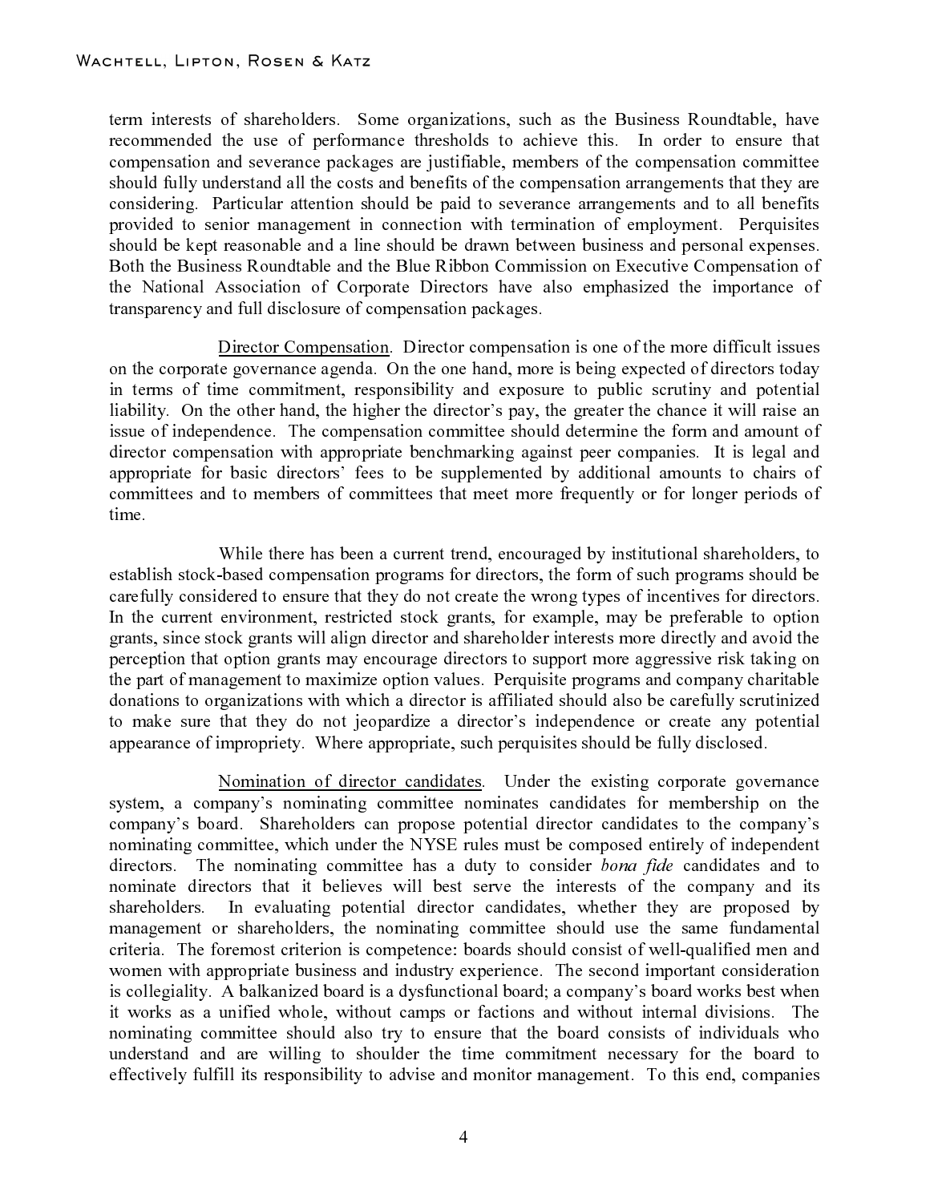term interests of shareholders. Some organizations, such as the Business Roundtable, have recommended the use of performance thresholds to achieve this. In order to ensure that compensation and severance packages are justifiable, members of the compensation committee should fully understand all the costs and benefits of the compensation arrangements that they are considering. Particular attention should be paid to severance arrangements and to all benefits provided to senior management in connection with termination of employment. Perquisites should be kept reasonable and a line should be drawn between business and personal expenses. Both the Business Roundtable and the Blue Ribbon Commission on Executive Compensation of the National Association of Corporate Directors have also emphasized the importance of transparency and full disclosure of compensation packages.

<u>Director Compensation</u>. Director compensation is one of the more difficult issues on the corporate governance agenda. On the one hand, more is being expected of directors today in terms of time commitment, responsibility and exposure to public scrutiny and potential liability. On the other hand, the higher the director's pay, the greater the chance it will raise an issue of independence. The compensation committee should determine the form and amount of director compensation with appropriate benchmarking against peer companies. It is legal and appropriate for basic directors' fees to be supplemented by additional amounts to chairs of committees and to members of committees that meet more frequently or for longer periods of time.

While there has been a current trend, encouraged by institutional shareholders, to establish stock-based compensation programs for directors, the form of such programs should be carefully considered to ensure that they do not create the wrong types of incentives for directors. In the current environment, restricted stock grants, for example, may be preferable to option grants, since stock grants will align director and shareholder interests more directly and avoid the perception that option grants may encourage directors to support more aggressive risk taking on the part of management to maximize option values. Perquisite programs and company charitable donations to organizations with which a director is affiliated should also be carefully scrutinized to make sure that they do not jeopardize a director's independence or create any potential appearance of impropriety. Where appropriate, such perquisites should be fully disclosed.

<u>Nomination of director candidates</u>. Under the existing corporate governance system, a company's nominating committee nominates candidates for membership on the company's board. Shareholders can propose potential director candidates to the company's nominating committee, which under the NYSE rules must be composed entirely of independent directors. The nominating committee has a duty to consider *bona fide* candidates and to nominate directors that it believes will best serve the interests of the company and its shareholders. In evaluating potential director candidates, whether they are proposed by management or shareholders, the nominating committee should use the same fundamental criteria. The foremost criterion is competence: boards should consist of well-qualified men and women with appropriate business and industry experience. The second important consideration is collegiality. A balkanized board is a dysfunctional board; a company's board works best when it works as a unified whole, without camps or factions and without internal divisions. The nominating committee should also try to ensure that the board consists of individuals who understand and are willing to shoulder the time commitment necessary for the board to effectively fulfill its responsibility to advise and monitor management. To this end, companies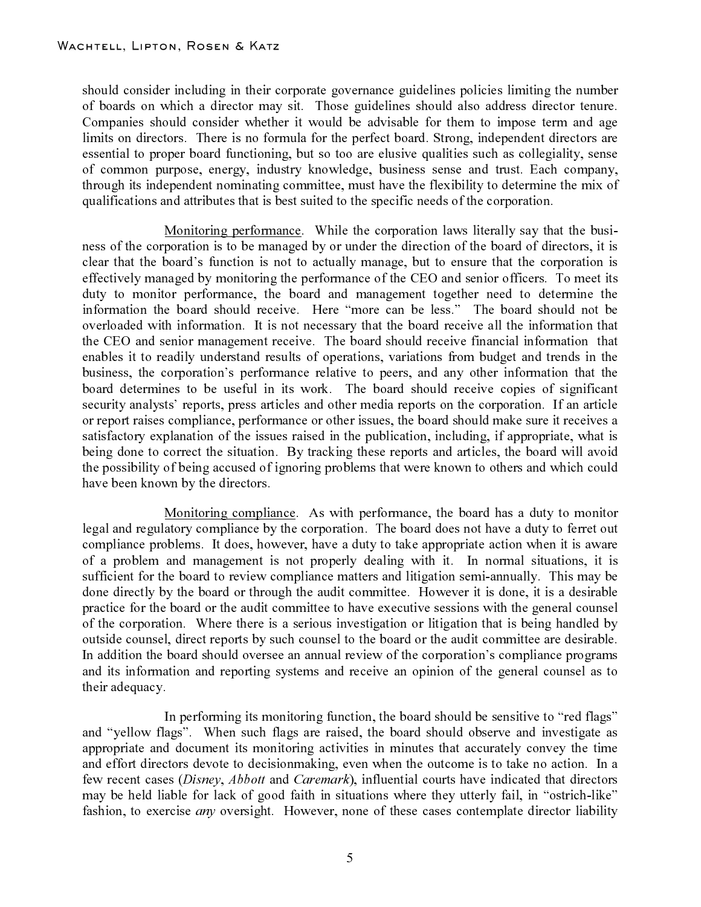should consider including in their corporate governance guidelines policies limiting the number of boards on which a director may sit. Those guidelines should also address director tenure. Companies should consider whether it would be advisable for them to impose term and age limits on directors. There is no formula for the perfect board. Strong, independent directors are essential to proper board functioning, but so too are elusive qualities such as collegiality, sense of common purpose, energy, industry knowledge, business sense and trust. Each company, through its independent nominating committee, must have the flexibility to determine the mix of qualifications and attributes that is best suited to the specific needs of the corporation.

Monitoring performance. While the corporation laws literally say that the business of the corporation is to be managed by or under the direction of the board of directors, it is clear that the board's function is not to actually manage, but to ensure that the corporation is effectively managed by monitoring the performance of the CEO and senior officers. To meet its duty to monitor performance, the board and management together need to determine the information the board should receive. Here "more can be less." The board should not be overloaded with information. It is not necessary that the board receive all the information that the CEO and senior management receive. The board should receive financial information that enables it to readily understand results of operations, variations from budget and trends in the business, the corporation's performance relative to peers, and any other information that the board determines to be useful in its work. The board should receive copies of significant security analysts' reports, press articles and other media reports on the corporation. If an article or report raises compliance, performance or other issues, the board should make sure it receives a satisfactory explanation of the issues raised in the publication, including, if appropriate, what is being done to correct the situation. By tracking these reports and articles, the board will avoid the possibility of being accused of ignoring problems that were known to others and which could have been known by the directors.

Monitoring compliance. As with performance, the board has a duty to monitor legal and regulatory compliance by the corporation. The board does not have a duty to ferret out compliance problems. It does, however, have a duty to take appropriate action when it is aware of a problem and management is not properly dealing with it. In normal situations, it is sufficient for the board to review compliance matters and litigation semi-annually. This may be done directly by the board or through the audit committee. However it is done, it is a desirable practice for the board or the audit committee to have executive sessions with the general counsel of the corporation. Where there is a serious investigation or litigation that is being handled by outside counsel, direct reports by such counsel to the board or the audit committee are desirable. In addition the board should oversee an annual review of the corporation's compliance programs and its information and reporting systems and receive an opinion of the general counsel as to their adequacy.

In performing its monitoring function, the board should be sensitive to "red flags" and "yellow flags". When such flags are raised, the board should observe and investigate as appropriate and document its monitoring activities in minutes that accurately convey the time and effort directors devote to decisionmaking, even when the outcome is to take no action. In a few recent cases (*Disney*, *Abbott* and *Caremark*), influential courts have indicated that directors may be held liable for lack of good faith in situations where they utterly fail, in "ostrich-like" fashion, to exercise *any* oversight. However, none of these cases contemplate director liability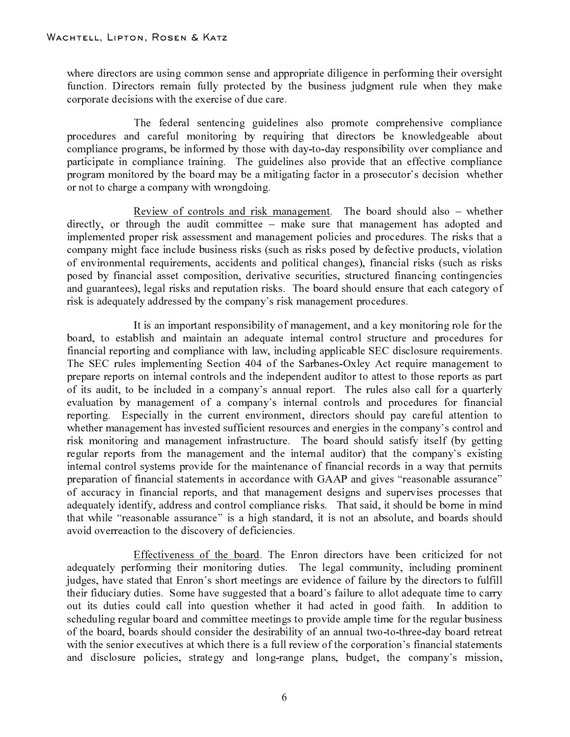where directors are using common sense and appropriate diligence in performing their oversight function. Directors remain fully protected by the business judgment rule when they make corporate decisions with the exercise of due care.

The federal sentencing guidelines also promote comprehensive compliance procedures and careful monitoring by requiring that directors be knowledgeable about compliance programs, be informed by those with day-to-day responsibility over compliance and participate in compliance training. The guidelines also provide that an effective compliance program monitored by the board may be a mitigating factor in a prosecutor's decision whether or not to charge a company with wrongdoing.

<u>Review of controls and risk management</u>. The board should also – whether directly, or through the audit committee – make sure that management has adopted and implemented proper risk assessment and management policies and procedures. The risks that a company might face include business risks (such as risks posed by defective products, violation of environmental requirements, accidents and political changes), financial risks (such as risks posed by financial asset composition, derivative securities, structured financing contingencies and guarantees), legal risks and reputation risks. The board should ensure that each category of risk is adequately addressed by the company's risk management procedures.

It is an important responsibility of management, and a key monitoring role for the board, to establish and maintain an adequate internal control structure and procedures for financial reporting and compliance with law, including applicable SEC disclosure requirements. The SEC rules implementing Section 404 of the Sarbanes-Oxley Act require management to prepare reports on internal controls and the independent auditor to attest to those reports as part of its audit, to be included in a company's annual report. The rules also call for a quarterly evaluation by management of a company's internal controls and procedures for financial reporting. Especially in the current environment, directors should pay careful attention to whether management has invested sufficient resources and energies in the company's control and risk monitoring and management infrastructure. The board should satisfy itself (by getting regular reports from the management and the internal auditor) that the company's existing internal control systems provide for the maintenance of financial records in a way that permits preparation of financial statements in accordance with GAAP and gives "reasonable assurance" of accuracy in financial reports, and that management designs and supervises processes that adequately identify, address and control compliance risks. That said, it should be borne in mind that while "reasonable assurance" is a high standard, it is not an absolute, and boards should avoid overreaction to the discovery of deficiencies.

<u>Effectiveness of the board</u>. The Enron directors have been criticized for not adequately performing their monitoring duties. The legal community, including prominent judges, have stated that Enron's short meetings are evidence of failure by the directors to fulfill their fiduciary duties. Some have suggested that a board's failure to allot adequate time to carry out its duties could call into question whether it had acted in good faith. In addition to scheduling regular board and committee meetings to provide ample time for the regular business of the board, boards should consider the desirability of an annual two-to-three-day board retreat with the senior executives at which there is a full review of the corporation's financial statements and disclosure policies, strategy and long-range plans, budget, the company's mission,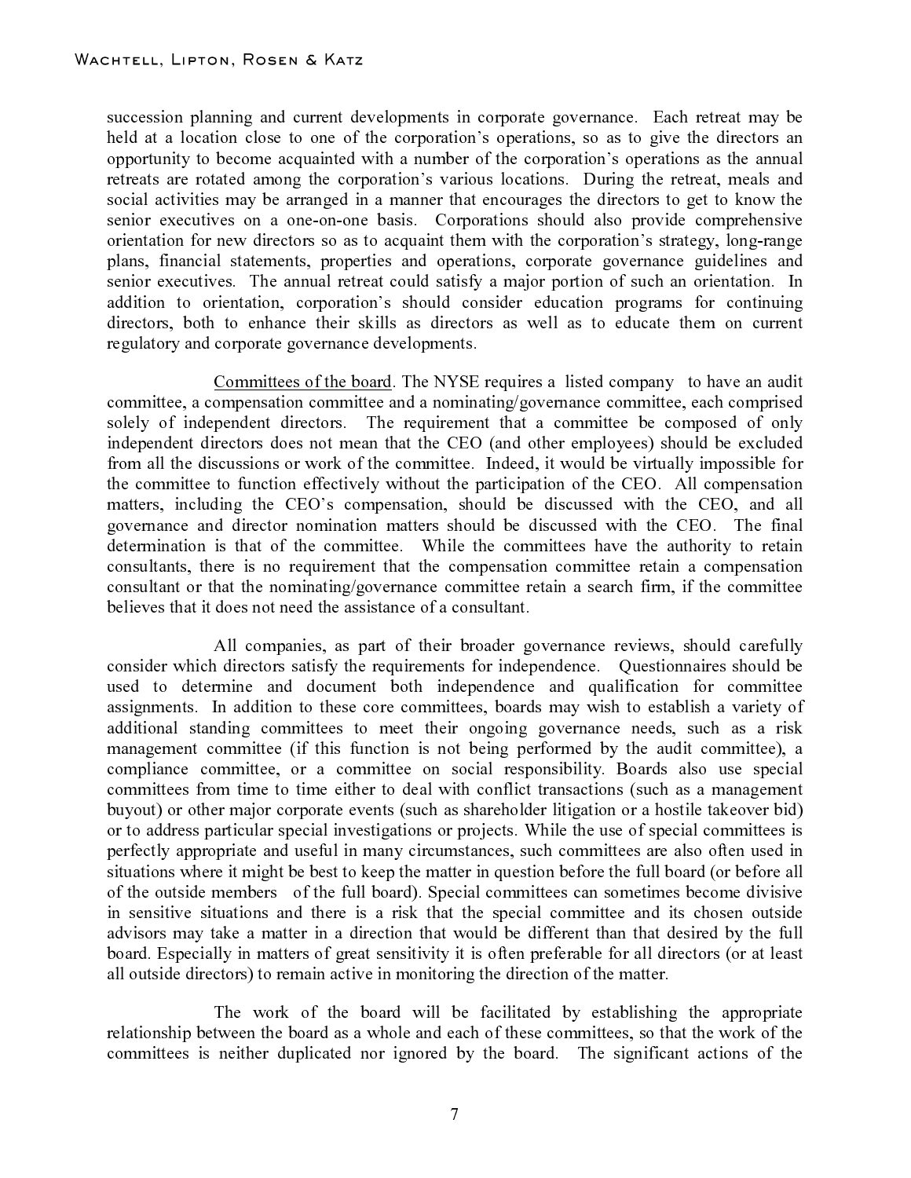succession planning and current developments in corporate governance. Each retreat may be held at a location close to one of the corporation's operations, so as to give the directors an opportunity to become acquainted with a number of the corporation's operations as the annual retreats are rotated among the corporation's various locations. During the retreat, meals and social activities may be arranged in a manner that encourages the directors to get to know the senior executives on a one-on-one basis. Corporations should also provide comprehensive orientation for new directors so as to acquaint them with the corporation's strategy, long-range plans, financial statements, properties and operations, corporate governance guidelines and senior executives. The annual retreat could satisfy a major portion of such an orientation. In addition to orientation, corporation's should consider education programs for continuing directors, both to enhance their skills as directors as well as to educate them on current regulatory and corporate governance developments.

Committees of the board. The NYSE requires a listed company to have an audit committee, a compensation committee and a nominating/governance committee, each comprised solely of independent directors. The requirement that a committee be composed of only independent directors does not mean that the CEO (and other employees) should be excluded from all the discussions or work of the committee. Indeed, it would be virtually impossible for the committee to function effectively without the participation of the CEO. All compensation matters, including the CEO's compensation, should be discussed with the CEO, and all governance and director nomination matters should be discussed with the CEO. The final determination is that of the committee. While the committees have the authority to retain consultants, there is no requirement that the compensation committee retain a compensation consultant or that the nominating/governance committee retain a search firm, if the committee believes that it does not need the assistance of a consultant.

All companies, as part of their broader governance reviews, should carefully consider which directors satisfy the requirements for independence. Questionnaires should be used to determine and document both independence and qualification for committee assignments. In addition to these core committees, boards may wish to establish a variety of additional standing committees to meet their ongoing governance needs, such as a risk management committee (if this function is not being performed by the audit committee), a compliance committee, or a committee on social responsibility. Boards also use special committees from time to time either to deal with conflict transactions (such as a management buyout) or other major corporate events (such as shareholder litigation or a hostile takeover bid) or to address particular special investigations or projects. While the use of special committees is perfectly appropriate and useful in many circumstances, such committees are also often used in situations where it might be best to keep the matter in question before the full board (or before all of the outside members of the full board). Special committees can sometimes become divisive in sensitive situations and there is a risk that the special committee and its chosen outside advisors may take a matter in a direction that would be different than that desired by the full board. Especially in matters of great sensitivity it is often preferable for all directors (or at least all outside directors) to remain active in monitoring the direction of the matter.

The work of the board will be facilitated by establishing the appropriate relationship between the board as a whole and each of these committees, so that the work of the committees is neither duplicated nor ignored by the board. The significant actions of the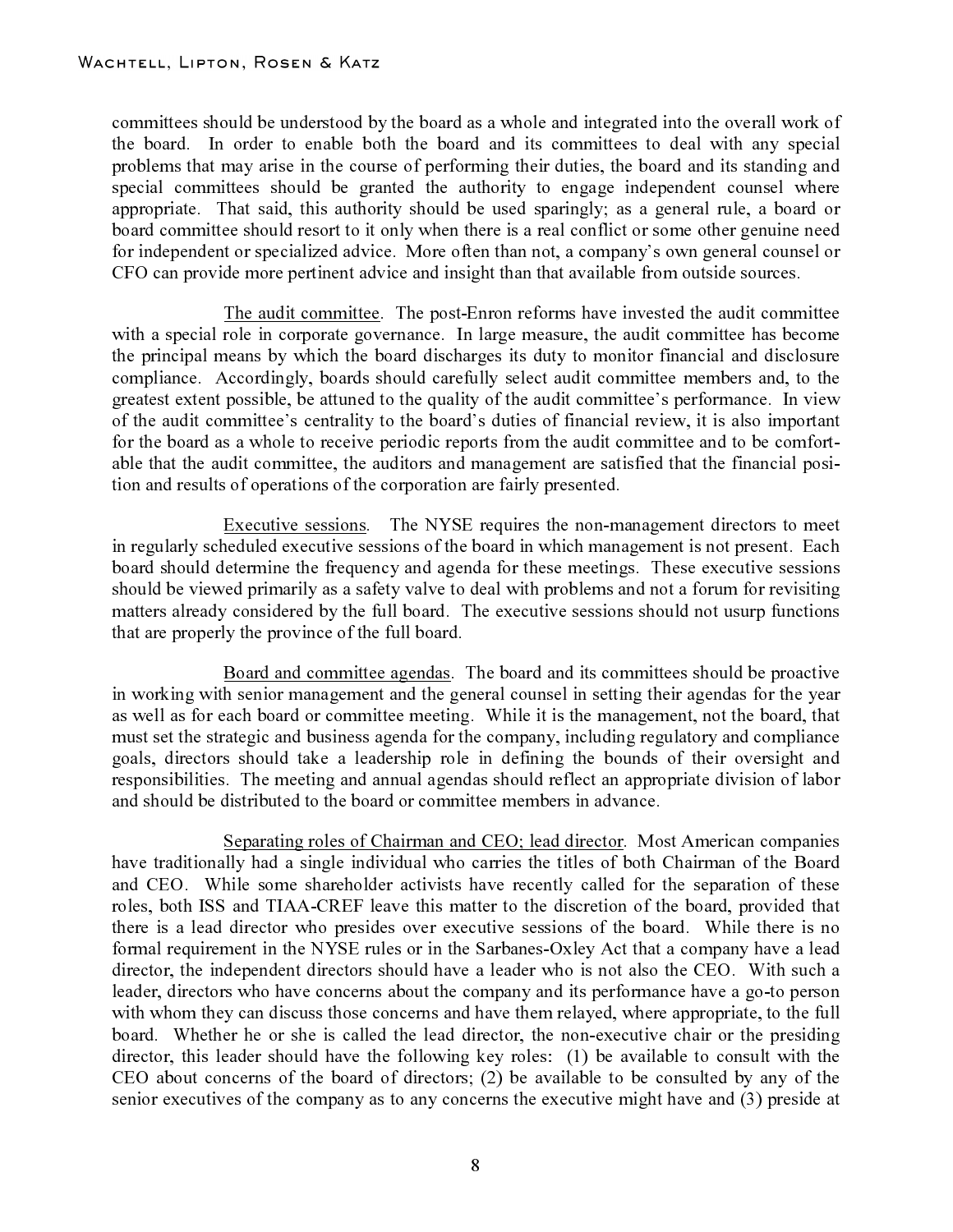committees should be understood by the board as a whole and integrated into the overall work of the board. In order to enable both the board and its committees to deal with any special problems that may arise in the course of performing their duties, the board and its standing and special committees should be granted the authority to engage independent counsel where appropriate. That said, this authority should be used sparingly; as a general rule, a board or board committee should resort to it only when there is a real conflict or some other genuine need for independent or specialized advice. More often than not, a company's own general counsel or CFO can provide more pertinent advice and insight than that available from outside sources.

The audit committee. The post-Enron reforms have invested the audit committee with a special role in corporate governance. In large measure, the audit committee has become the principal means by which the board discharges its duty to monitor financial and disclosure compliance. Accordingly, boards should carefully select audit committee members and, to the greatest extent possible, be attuned to the quality of the audit committee's performance. In view of the audit committee's centrality to the board's duties of financial review, it is also important for the board as a whole to receive periodic reports from the audit committee and to be comfortable that the audit committee, the auditors and management are satisfied that the financial position and results of operations of the corporation are fairly presented.

Executive sessions. The NYSE requires the non-management directors to meet in regularly scheduled executive sessions of the board in which management is not present. Each board should determine the frequency and agenda for these meetings. These executive sessions should be viewed primarily as a safety valve to deal with problems and not a forum for revisiting matters already considered by the full board. The executive sessions should not usurp functions that are properly the province of the full board.

Board and committee agendas. The board and its committees should be proactive in working with senior management and the general counsel in setting their agendas for the year as well as for each board or committee meeting. While it is the management, not the board, that must set the strategic and business agenda for the company, including regulatory and compliance goals, directors should take a leadership role in defining the bounds of their oversight and responsibilities. The meeting and annual agendas should reflect an appropriate division of labor and should be distributed to the board or committee members in advance.

Separating roles of Chairman and CEO; lead director. Most American companies have traditionally had a single individual who carries the titles of both Chairman of the Board and CEO. While some shareholder activists have recently called for the separation of these roles, both ISS and TIAA-CREF leave this matter to the discretion of the board, provided that there is a lead director who presides over executive sessions of the board. While there is no formal requirement in the NYSE rules or in the Sarbanes-Oxley Act that a company have a lead director, the independent directors should have a leader who is not also the CEO. With such a leader, directors who have concerns about the company and its performance have a go-to person with whom they can discuss those concerns and have them relayed, where appropriate, to the full board. Whether he or she is called the lead director, the non-executive chair or the presiding director, this leader should have the following key roles: (1) be available to consult with the CEO about concerns of the board of directors; (2) be available to be consulted by any of the senior executives of the company as to any concerns the executive might have and (3) preside at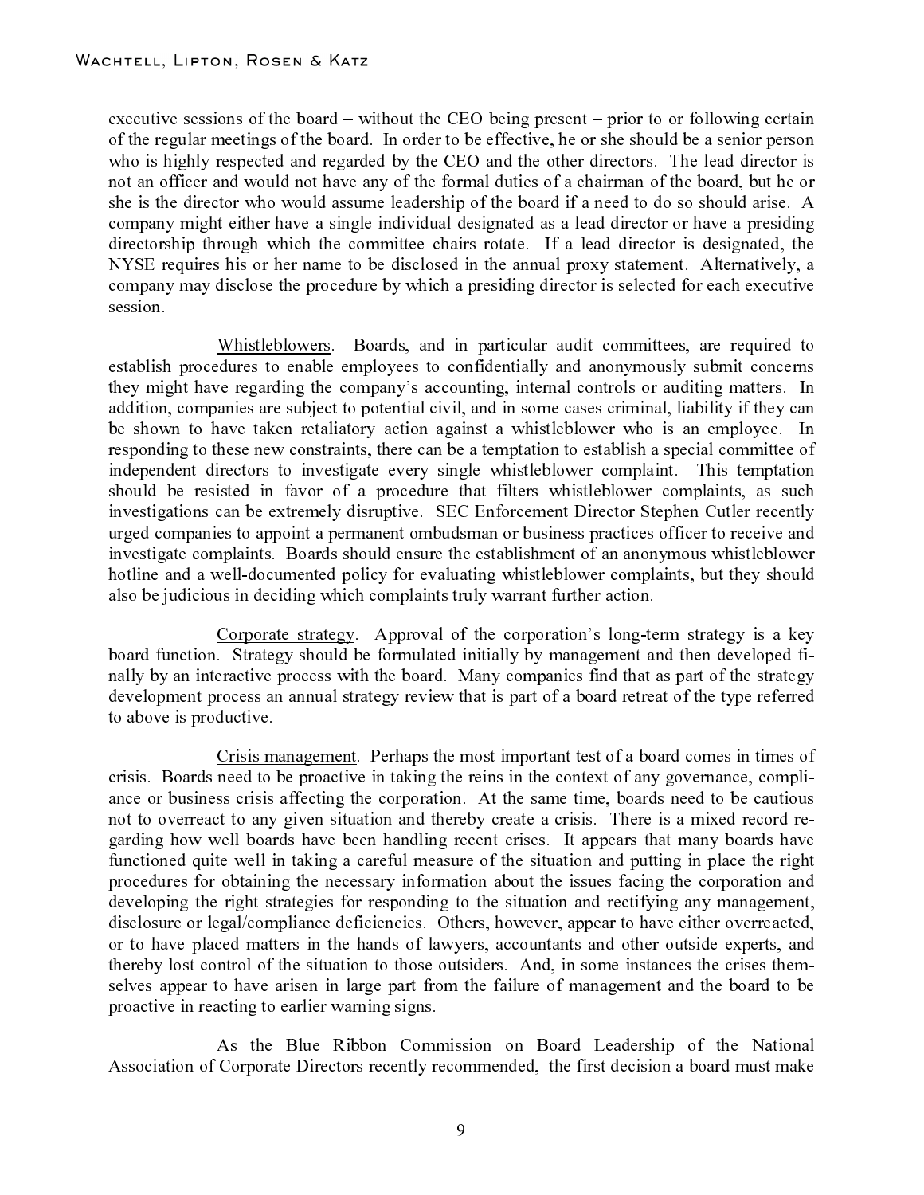executive sessions of the board – without the CEO being present – prior to or following certain of the regular meetings of the board. In order to be effective, he or she should be a senior person who is highly respected and regarded by the CEO and the other directors. The lead director is not an officer and would not have any of the formal duties of a chairman of the board, but he or she is the director who would assume leadership of the board if a need to do so should arise. A company might either have a single individual designated as a lead director or have a presiding directorship through which the committee chairs rotate. If a lead director is designated, the NYSE requires his or her name to be disclosed in the annual proxy statement. Alternatively, a company may disclose the procedure by which a presiding director is selected for each executive session.

Whistleblowers. Boards, and in particular audit committees, are required to establish procedures to enable employees to confidentially and anonymously submit concerns they might have regarding the company's accounting, internal controls or auditing matters. In addition, companies are subject to potential civil, and in some cases criminal, liability if they can be shown to have taken retaliatory action against a whistleblower who is an employee. In responding to these new constraints, there can be a temptation to establish a special committee of independent directors to investigate every single whistleblower complaint. This temptation should be resisted in favor of a procedure that filters whistleblower complaints, as such investigations can be extremely disruptive. SEC Enforcement Director Stephen Cutler recently urged companies to appoint a permanent ombudsman or business practices officer to receive and investigate complaints. Boards should ensure the establishment of an anonymous whistleblower hotline and a well-documented policy for evaluating whistleblower complaints, but they should also be judicious in deciding which complaints truly warrant further action.

Corporate strategy. Approval of the corporation's long-term strategy is a key board function. Strategy should be formulated initially by management and then developed finally by an interactive process with the board. Many companies find that as part of the strategy development process an annual strategy review that is part of a board retreat of the type referred to above is productive.

Crisis management. Perhaps the most important test of a board comes in times of crisis. Boards need to be proactive in taking the reins in the context of any governance, compliance or business crisis affecting the corporation. At the same time, boards need to be cautious not to overreact to any given situation and thereby create a crisis. There is a mixed record regarding how well boards have been handling recent crises. It appears that many boards have functioned quite well in taking a careful measure of the situation and putting in place the right procedures for obtaining the necessary information about the issues facing the corporation and developing the right strategies for responding to the situation and rectifying any management, disclosure or legal/compliance deficiencies. Others, however, appear to have either overreacted, or to have placed matters in the hands of lawyers, accountants and other outside experts, and thereby lost control of the situation to those outsiders. And, in some instances the crises themselves appear to have arisen in large part from the failure of management and the board to be proactive in reacting to earlier warning signs.

As the Blue Ribbon Commission on Board Leadership of the National Association of Corporate Directors recently recommended, the first decision a board must make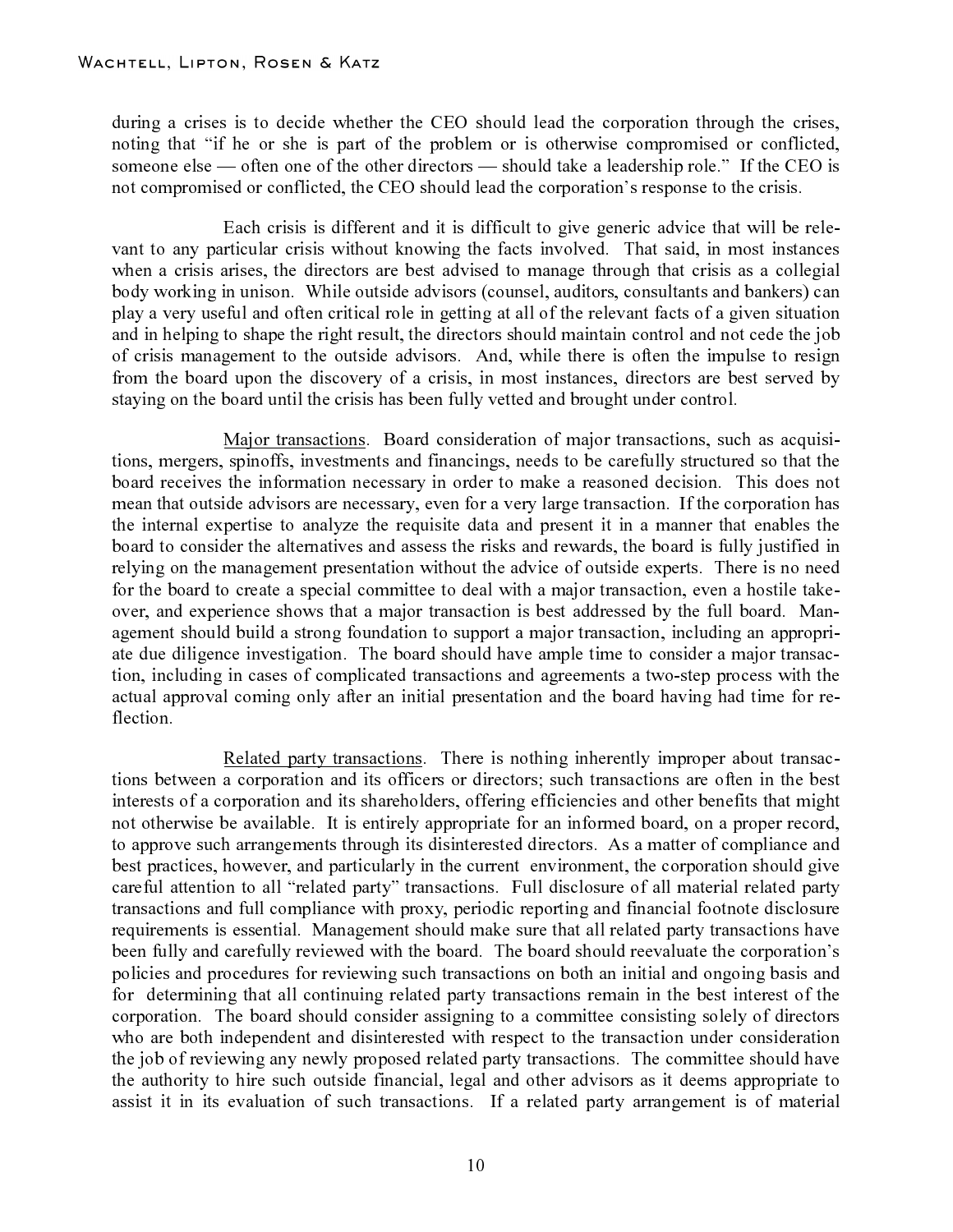during a crises is to decide whether the CEO should lead the corporation through the crises, noting that "if he or she is part of the problem or is otherwise compromised or conflicted, someone else — often one of the other directors — should take a leadership role." If the CEO is not compromised or conflicted, the CEO should lead the corporation's response to the crisis.

Each crisis is different and it is difficult to give generic advice that will be relevant to any particular crisis without knowing the facts involved. That said, in most instances when a crisis arises, the directors are best advised to manage through that crisis as a collegial body working in unison. While outside advisors (counsel, auditors, consultants and bankers) can play a very useful and often critical role in getting at all of the relevant facts of a given situation and in helping to shape the right result, the directors should maintain control and not cede the job of crisis management to the outside advisors. And, while there is often the impulse to resign from the board upon the discovery of a crisis, in most instances, directors are best served by staying on the board until the crisis has been fully vetted and brought under control.

<u>Major transactions</u>. Board consideration of major transactions, such as acquisitions, mergers, spinoffs, investments and financings, needs to be carefully structured so that the board receives the information necessary in order to make a reasoned decision. This does not mean that outside advisors are necessary, even for a very large transaction. If the corporation has the internal expertise to analyze the requisite data and present it in a manner that enables the board to consider the alternatives and assess the risks and rewards, the board is fully justified in relying on the management presentation without the advice of outside experts. There is no need for the board to create a special committee to deal with a major transaction, even a hostile takeover, and experience shows that a major transaction is best addressed by the full board. Management should build a strong foundation to support a major transaction, including an appropriate due diligence investigation. The board should have ample time to consider a major transaction, including in cases of complicated transactions and agreements a two-step process with the actual approval coming only after an initial presentation and the board having had time for reflection.

<u>Related party transactions</u>. There is nothing inherently improper about transactions between a corporation and its officers or directors; such transactions are often in the best interests of a corporation and its shareholders, offering efficiencies and other benefits that might not otherwise be available. It is entirely appropriate for an informed board, on a proper record, to approve such arrangements through its disinterested directors. As a matter of compliance and best practices, however, and particularly in the current environment, the corporation should give careful attention to all "related party" transactions. Full disclosure of all material related party transactions and full compliance with proxy, periodic reporting and financial footnote disclosure requirements is essential. Management should make sure that all related party transactions have been fully and carefully reviewed with the board. The board should reevaluate the corporation's policies and procedures for reviewing such transactions on both an initial and ongoing basis and for determining that all continuing related party transactions remain in the best interest of the corporation. The board should consider assigning to a committee consisting solely of directors who are both independent and disinterested with respect to the transaction under consideration the job of reviewing any newly proposed related party transactions. The committee should have the authority to hire such outside financial, legal and other advisors as it deems appropriate to assist it in its evaluation of such transactions. If a related party arrangement is of material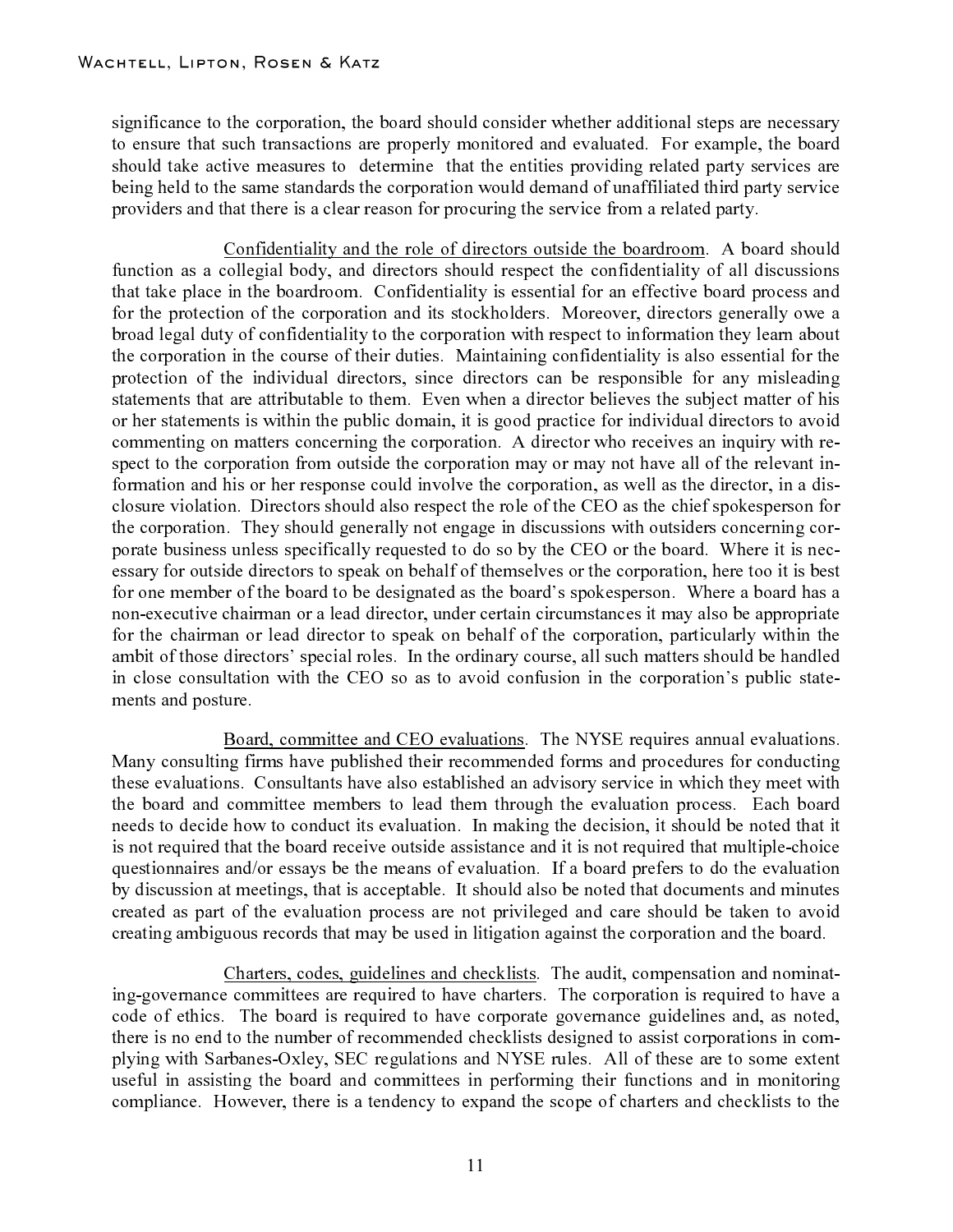significance to the corporation, the board should consider whether additional steps are necessary to ensure that such transactions are properly monitored and evaluated. For example, the board should take active measures to determine that the entities providing related party services are being held to the same standards the corporation would demand of unaffiliated third party service providers and that there is a clear reason for procuring the service from a related party.

Confidentiality and the role of directors outside the boardroom. A board should function as a collegial body, and directors should respect the confidentiality of all discussions that take place in the boardroom. Confidentiality is essential for an effective board process and for the protection of the corporation and its stockholders. Moreover, directors generally owe a broad legal duty of confidentiality to the corporation with respect to information they learn about the corporation in the course of their duties. Maintaining confidentiality is also essential for the protection of the individual directors, since directors can be responsible for any misleading statements that are attributable to them. Even when a director believes the subject matter of his or her statements is within the public domain, it is good practice for individual directors to avoid commenting on matters concerning the corporation. A director who receives an inquiry with respect to the corporation from outside the corporation may or may not have all of the relevant information and his or her response could involve the corporation, as well as the director, in a disclosure violation. Directors should also respect the role of the CEO as the chief spokesperson for the corporation. They should generally not engage in discussions with outsiders concerning corporate business unless specifically requested to do so by the CEO or the board. Where it is necessary for outside directors to speak on behalf of themselves or the corporation, here too it is best for one member of the board to be designated as the board's spokesperson. Where a board has a non-executive chairman or a lead director, under certain circumstances it may also be appropriate for the chairman or lead director to speak on behalf of the corporation, particularly within the ambit of those directors' special roles. In the ordinary course, all such matters should be handled in close consultation with the CEO so as to avoid confusion in the corporation's public statements and posture.

Board, committee and CEO evaluations. The NYSE requires annual evaluations. Many consulting firms have published their recommended forms and procedures for conducting these evaluations. Consultants have also established an advisory service in which they meet with the board and committee members to lead them through the evaluation process. Each board needs to decide how to conduct its evaluation. In making the decision, it should be noted that it is not required that the board receive outside assistance and it is not required that multiple-choice questionnaires and/or essays be the means of evaluation. If a board prefers to do the evaluation by discussion at meetings, that is acceptable. It should also be noted that documents and minutes created as part of the evaluation process are not privileged and care should be taken to avoid creating ambiguous records that may be used in litigation against the corporation and the board.

Charters, codes, guidelines and checklists. The audit, compensation and nominating-governance committees are required to have charters. The corporation is required to have a code of ethics. The board is required to have corporate governance guidelines and, as noted, there is no end to the number of recommended checklists designed to assist corporations in complying with Sarbanes-Oxley, SEC regulations and NYSE rules. All of these are to some extent useful in assisting the board and committees in performing their functions and in monitoring compliance. However, there is a tendency to expand the scope of charters and checklists to the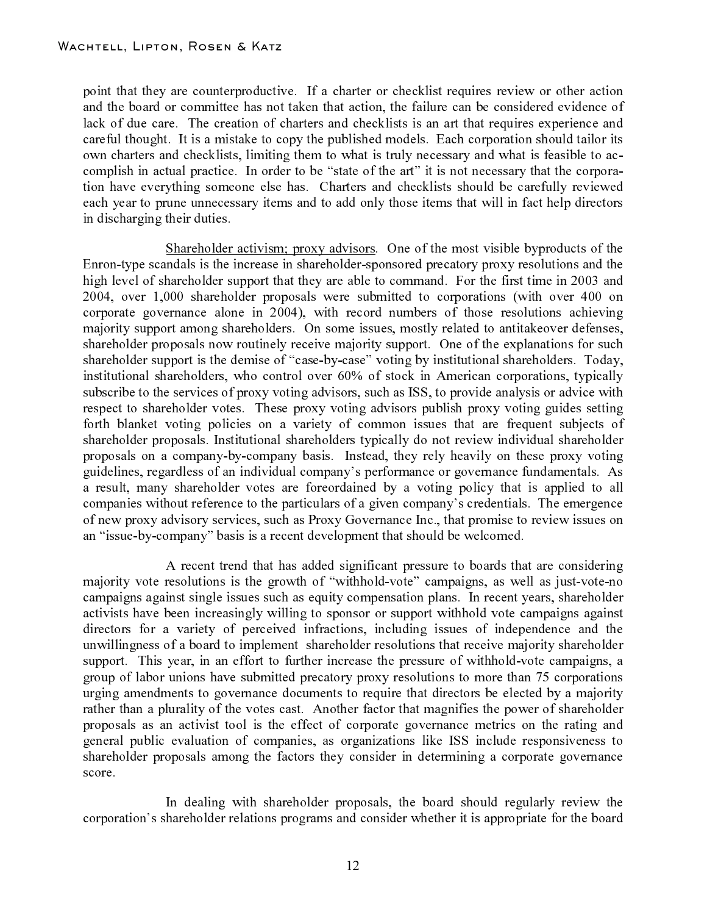point that they are counterproductive. If a charter or checklist requires review or other action and the board or committee has not taken that action, the failure can be considered evidence of lack of due care. The creation of charters and checklists is an art that requires experience and careful thought. It is a mistake to copy the published models. Each corporation should tailor its own charters and checklists, limiting them to what is truly necessary and what is feasible to accomplish in actual practice. In order to be "state of the art" it is not necessary that the corporation have everything someone else has. Charters and checklists should be carefully reviewed each year to prune unnecessary items and to add only those items that will in fact help directors in discharging their duties.

Shareholder activism; proxy advisors. One of the most visible byproducts of the Enron-type scandals is the increase in shareholder-sponsored precatory proxy resolutions and the high level of shareholder support that they are able to command. For the first time in 2003 and 2004, over 1,000 shareholder proposals were submitted to corporations (with over 400 on corporate governance alone in 2004), with record numbers of those resolutions achieving majority support among shareholders. On some issues, mostly related to antitakeover defenses, shareholder proposals now routinely receive majority support. One of the explanations for such shareholder support is the demise of "case-by-case" voting by institutional shareholders. Today, institutional shareholders, who control over 60% of stock in American corporations, typically subscribe to the services of proxy voting advisors, such as ISS, to provide analysis or advice with respect to shareholder votes. These proxy voting advisors publish proxy voting guides setting forth blanket voting policies on a variety of common issues that are frequent subjects of shareholder proposals. Institutional shareholders typically do not review individual shareholder proposals on a company-by-company basis. Instead, they rely heavily on these proxy voting guidelines, regardless of an individual company's performance or governance fundamentals. As a result, many shareholder votes are foreordained by a voting policy that is applied to all companies without reference to the particulars of a given company's credentials. The emergence of new proxy advisory services, such as Proxy Governance Inc., that promise to review issues on an "issue-by-company" basis is a recent development that should be welcomed.

A recent trend that has added significant pressure to boards that are considering majority vote resolutions is the growth of "withhold-vote" campaigns, as well as just-vote-no campaigns against single issues such as equity compensation plans. In recent years, shareholder activists have been increasingly willing to sponsor or support withhold vote campaigns against directors for a variety of perceived infractions, including issues of independence and the unwillingness of a board to implement shareholder resolutions that receive majority shareholder support. This year, in an effort to further increase the pressure of withhold-vote campaigns, a group of labor unions have submitted precatory proxy resolutions to more than 75 corporations urging amendments to governance documents to require that directors be elected by a majority rather than a plurality of the votes cast. Another factor that magnifies the power of shareholder proposals as an activist tool is the effect of corporate governance metrics on the rating and general public evaluation of companies, as organizations like ISS include responsiveness to shareholder proposals among the factors they consider in determining a corporate governance score.

In dealing with shareholder proposals, the board should regularly review the corporation's shareholder relations programs and consider whether it is appropriate for the board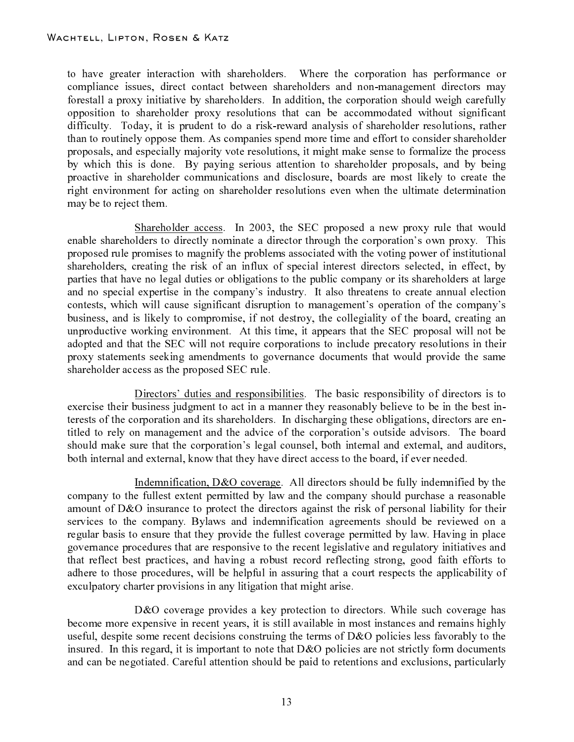to have greater interaction with shareholders. Where the corporation has performance or compliance issues, direct contact between shareholders and non-management directors may forestall a proxy initiative by shareholders. In addition, the corporation should weigh carefully opposition to shareholder proxy resolutions that can be accommodated without significant difficulty. Today, it is prudent to do a risk-reward analysis of shareholder resolutions, rather than to routinely oppose them. As companies spend more time and effort to consider shareholder proposals, and especially majority vote resolutions, it might make sense to formalize the process by which this is done. By paying serious attention to shareholder proposals, and by being proactive in shareholder communications and disclosure, boards are most likely to create the right environment for acting on shareholder resolutions even when the ultimate determination may be to reject them.

Shareholder access. In 2003, the SEC proposed a new proxy rule that would enable shareholders to directly nominate a director through the corporation's own proxy. This proposed rule promises to magnify the problems associated with the voting power of institutional shareholders, creating the risk of an influx of special interest directors selected, in effect, by parties that have no legal duties or obligations to the public company or its shareholders at large and no special expertise in the company's industry. It also threatens to create annual election contests, which will cause significant disruption to management's operation of the company's business, and is likely to compromise, if not destroy, the collegiality of the board, creating an unproductive working environment. At this time, it appears that the SEC proposal will not be adopted and that the SEC will not require corporations to include precatory resolutions in their proxy statements seeking amendments to governance documents that would provide the same shareholder access as the proposed SEC rule.

Directors' duties and responsibilities. The basic responsibility of directors is to exercise their business judgment to act in a manner they reasonably believe to be in the best interests of the corporation and its shareholders. In discharging these obligations, directors are entitled to rely on management and the advice of the corporation's outside advisors. The board should make sure that the corporation's legal counsel, both internal and external, and auditors, both internal and external, know that they have direct access to the board, if ever needed.

Indemnification, D&O coverage. All directors should be fully indemnified by the company to the fullest extent permitted by law and the company should purchase a reasonable amount of D&O insurance to protect the directors against the risk of personal liability for their services to the company. Bylaws and indemnification agreements should be reviewed on a regular basis to ensure that they provide the fullest coverage permitted by law. Having in place governance procedures that are responsive to the recent legislative and regulatory initiatives and that reflect best practices, and having a robust record reflecting strong, good faith efforts to adhere to those procedures, will be helpful in assuring that a court respects the applicability of exculpatory charter provisions in any litigation that might arise.

D&O coverage provides a key protection to directors. While such coverage has become more expensive in recent years, it is still available in most instances and remains highly useful, despite some recent decisions construing the terms of D&O policies less favorably to the insured. In this regard, it is important to note that D&O policies are not strictly form documents and can be negotiated. Careful attention should be paid to retentions and exclusions, particularly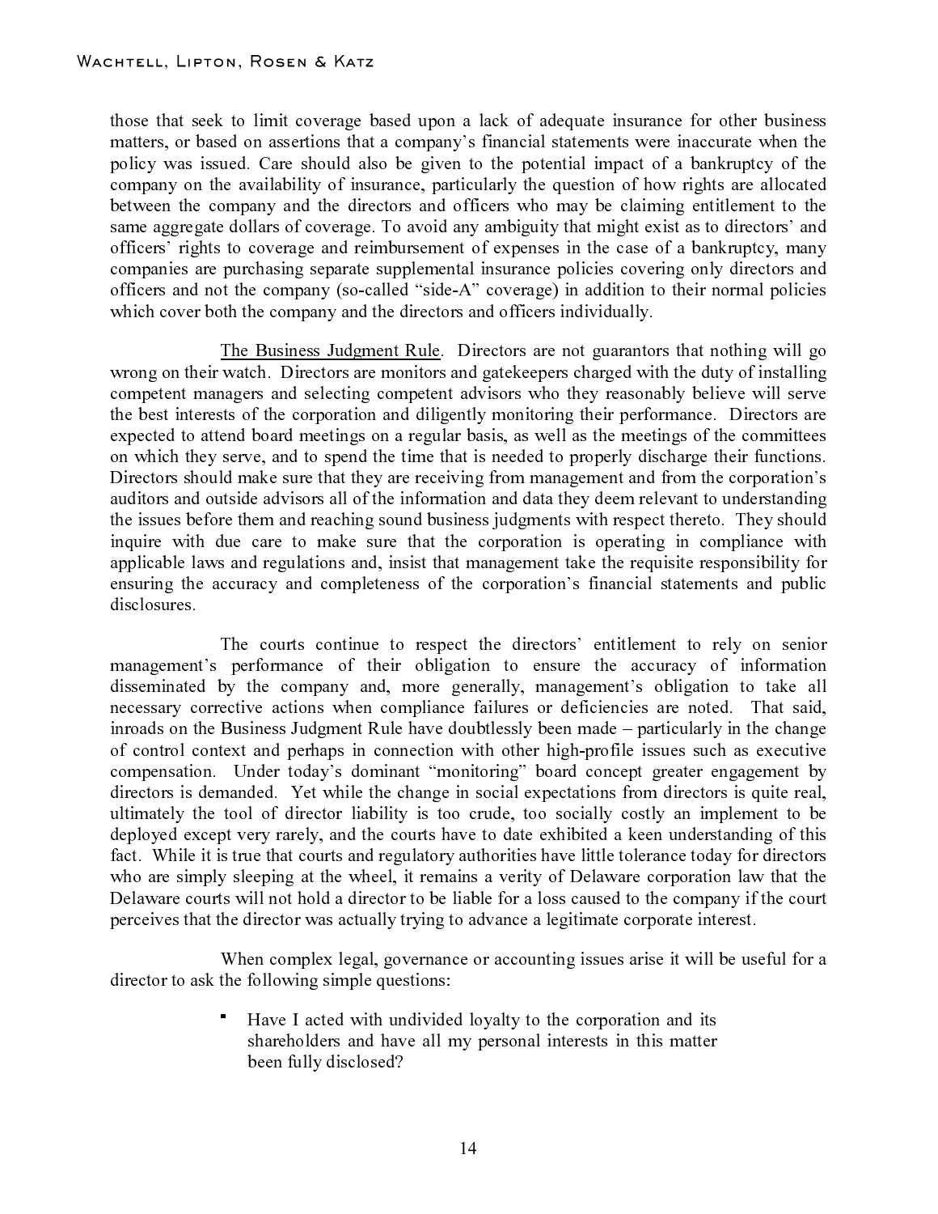those that seek to limit coverage based upon a lack of adequate insurance for other business matters, or based on assertions that a company's financial statements were inaccurate when the policy was issued. Care should also be given to the potential impact of a bankruptcy of the company on the availability of insurance, particularly the question of how rights are allocated between the company and the directors and officers who may be claiming entitlement to the same aggregate dollars of coverage. To avoid any ambiguity that might exist as to directors' and officers' rights to coverage and reimbursement of expenses in the case of a bankruptcy, many companies are purchasing separate supplemental insurance policies covering only directors and officers and not the company (so-called "side-A" coverage) in addition to their normal policies which cover both the company and the directors and officers individually.

<u>The Business Judgment Rule</u>. Directors are not guarantors that nothing will go wrong on their watch. Directors are monitors and gatekeepers charged with the duty of installing competent managers and selecting competent advisors who they reasonably believe will serve the best interests of the corporation and diligently monitoring their performance. Directors are expected to attend board meetings on a regular basis, as well as the meetings of the committees on which they serve, and to spend the time that is needed to properly discharge their functions. Directors should make sure that they are receiving from management and from the corporation's auditors and outside advisors all of the information and data they deem relevant to understanding the issues before them and reaching sound business judgments with respect thereto. They should inquire with due care to make sure that the corporation is operating in compliance with applicable laws and regulations and, insist that management take the requisite responsibility for ensuring the accuracy and completeness of the corporation's financial statements and public disclosures.

The courts continue to respect the directors' entitlement to rely on senior management's performance of their obligation to ensure the accuracy of information disseminated by the company and, more generally, management's obligation to take all necessary corrective actions when compliance failures or deficiencies are noted. That said, inroads on the Business Judgment Rule have doubtlessly been made – particularly in the change of control context and perhaps in connection with other high-profile issues such as executive compensation. Under today's dominant "monitoring" board concept greater engagement by directors is demanded. Yet while the change in social expectations from directors is quite real, ultimately the tool of director liability is too crude, too socially costly an implement to be deployed except very rarely, and the courts have to date exhibited a keen understanding of this fact. While it is true that courts and regulatory authorities have little tolerance today for directors who are simply sleeping at the wheel, it remains a verity of Delaware corporation law that the Delaware courts will not hold a director to be liable for a loss caused to the company if the court perceives that the director was actually trying to advance a legitimate corporate interest.

When complex legal, governance or accounting issues arise it will be useful for a director to ask the following simple questions:

- Have I acted with undivided loyalty to the corporation and its shareholders and have all my personal interests in this matter been fully disclosed?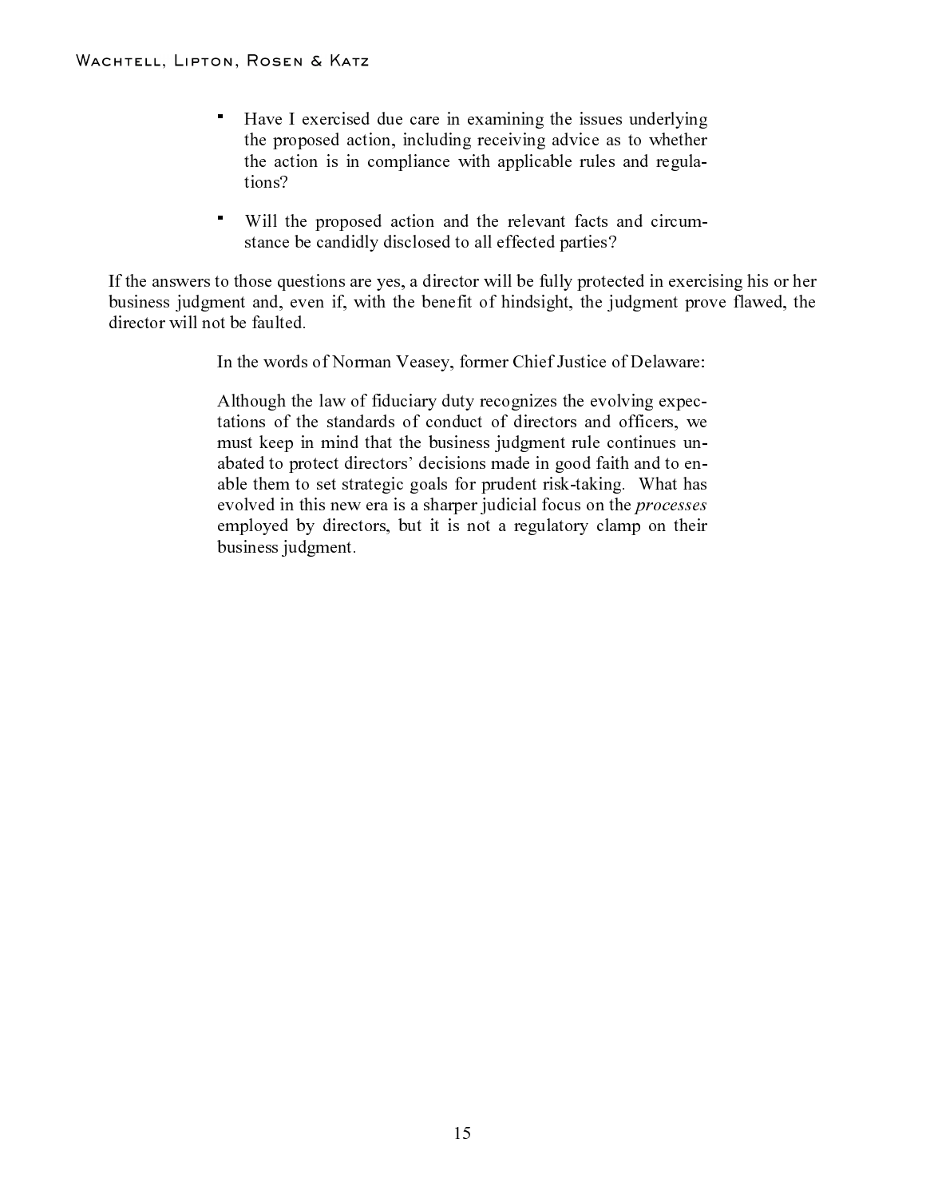- Have I exercised due care in examining the issues underlying the proposed action, including receiving advice as to whether the action is in compliance with applicable rules and regulations?

- Will the proposed action and the relevant facts and circumstance be candidly disclosed to all effected parties?

If the answers to those questions are yes, a director will be fully protected in exercising his or her business judgment and, even if, with the benefit of hindsight, the judgment prove flawed, the director will not be faulted.

In the words of Norman Veasey, former Chief Justice of Delaware:

> Although the law of fiduciary duty recognizes the evolving expectations of the standards of conduct of directors and officers, we must keep in mind that the business judgment rule continues unabated to protect directors' decisions made in good faith and to enable them to set strategic goals for prudent risk-taking. What has evolved in this new era is a sharper judicial focus on the *processes* employed by directors, but it is not a regulatory clamp on their business judgment.